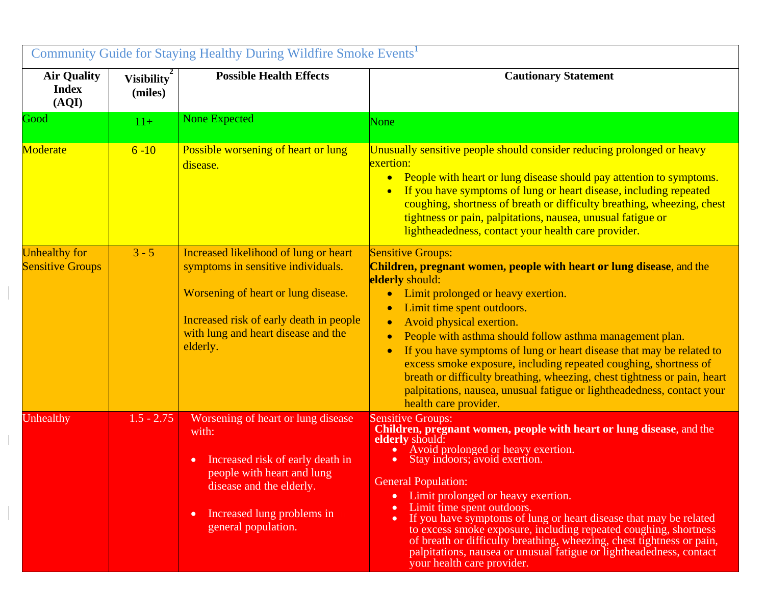| Community Guide for Staying Healthy During Wildfire Smoke Events[1] | | | |
|---|---|---|---|
| **Air Quality Index (AQI)** | **Visibility[2] (miles)** | **Possible Health Effects** | **Cautionary Statement** |
| Good | 11+ | None Expected | None |
| Moderate | 6 -10 | Possible worsening of heart or lung disease. | Unusually sensitive people should consider reducing prolonged or heavy exertion:<br>• People with heart or lung disease should pay attention to symptoms.<br>• If you have symptoms of lung or heart disease, including repeated coughing, shortness of breath or difficulty breathing, wheezing, chest tightness or pain, palpitations, nausea, unusual fatigue or lightheadedness, contact your health care provider. |
| Unhealthy for Sensitive Groups | 3 - 5 | Increased likelihood of lung or heart symptoms in sensitive individuals.<br><br>Worsening of heart or lung disease.<br><br>Increased risk of early death in people with lung and heart disease and the elderly. | Sensitive Groups:<br>**Children, pregnant women, people with heart or lung disease**, and the **elderly** should:<br>• Limit prolonged or heavy exertion.<br>• Limit time spent outdoors.<br>• Avoid physical exertion.<br>• People with asthma should follow asthma management plan.<br>• If you have symptoms of lung or heart disease that may be related to excess smoke exposure, including repeated coughing, shortness of breath or difficulty breathing, wheezing, chest tightness or pain, heart palpitations, nausea, unusual fatigue or lightheadedness, contact your health care provider. |
| Unhealthy | 1.5 - 2.75 | Worsening of heart or lung disease with:<br>• Increased risk of early death in people with heart and lung disease and the elderly.<br>• Increased lung problems in general population. | Sensitive Groups:<br>**Children, pregnant women, people with heart or lung disease**, and the **elderly** should:<br>• Avoid prolonged or heavy exertion.<br>• Stay indoors; avoid exertion.<br><br>General Population:<br>• Limit prolonged or heavy exertion.<br>• Limit time spent outdoors.<br>• If you have symptoms of lung or heart disease that may be related to excess smoke exposure, including repeated coughing, shortness of breath or difficulty breathing, wheezing, chest tightness or pain, palpitations, nausea or unusual fatigue or lightheadedness, contact your health care provider. |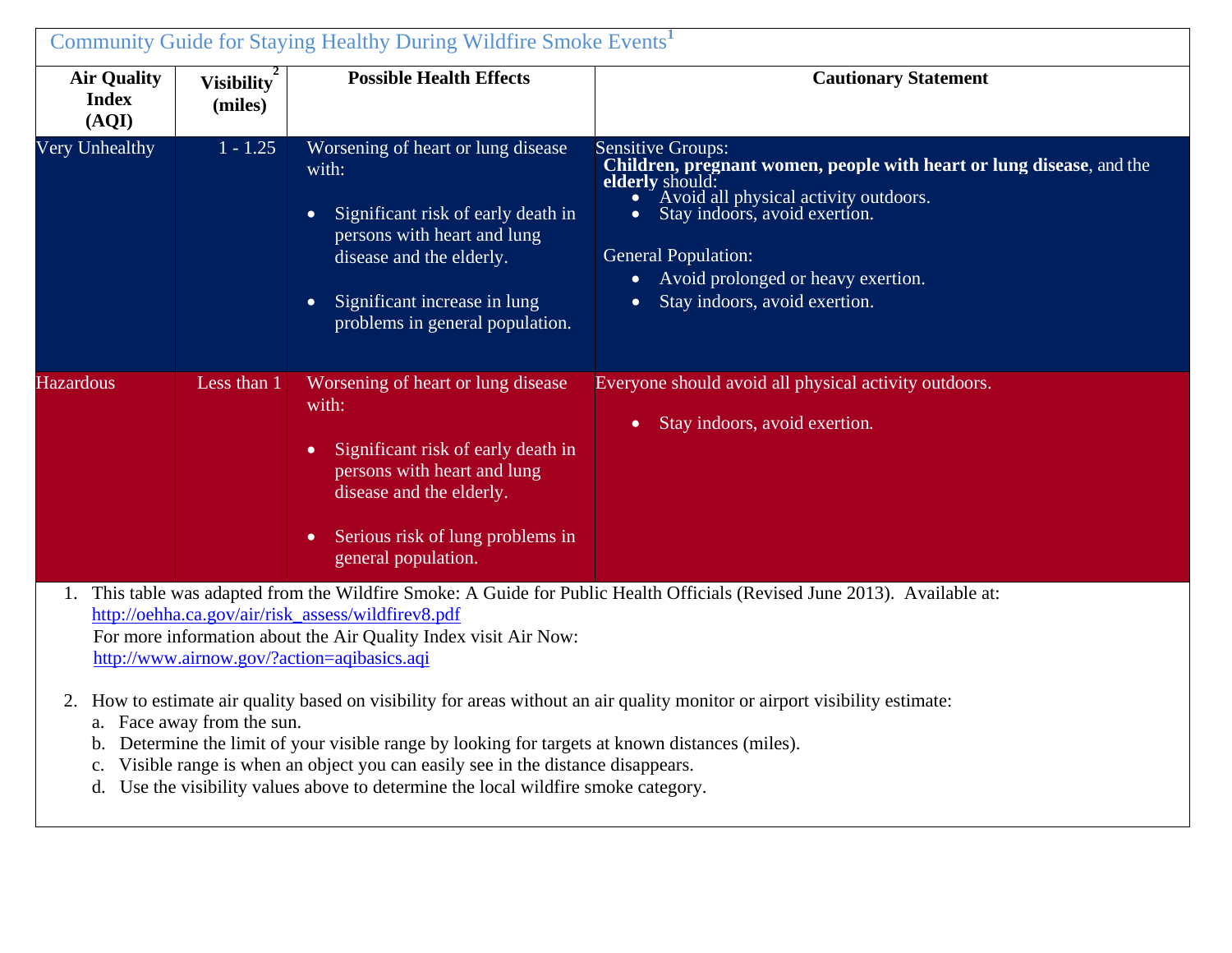Community Guide for Staying Healthy During Wildfire Smoke Events[1]

| Air Quality Index (AQI) | Visibility[2] (miles) | Possible Health Effects | Cautionary Statement |
|---|---|---|---|
| Very Unhealthy | 1 - 1.25 | Worsening of heart or lung disease with:<br>• Significant risk of early death in persons with heart and lung disease and the elderly.<br>• Significant increase in lung problems in general population. | Sensitive Groups:<br>**Children, pregnant women, people with heart or lung disease**, and the **elderly** should:<br>• Avoid all physical activity outdoors.<br>• Stay indoors, avoid exertion.<br>General Population:<br>• Avoid prolonged or heavy exertion.<br>• Stay indoors, avoid exertion. |
| Hazardous | Less than 1 | Worsening of heart or lung disease with:<br>• Significant risk of early death in persons with heart and lung disease and the elderly.<br>• Serious risk of lung problems in general population. | Everyone should avoid all physical activity outdoors.<br>• Stay indoors, avoid exertion. |

1. This table was adapted from the Wildfire Smoke: A Guide for Public Health Officials (Revised June 2013). Available at: http://oehha.ca.gov/air/risk_assess/wildfirev8.pdf
   For more information about the Air Quality Index visit Air Now: http://www.airnow.gov/?action=aqibasics.aqi

2. How to estimate air quality based on visibility for areas without an air quality monitor or airport visibility estimate:
   a. Face away from the sun.
   b. Determine the limit of your visible range by looking for targets at known distances (miles).
   c. Visible range is when an object you can easily see in the distance disappears.
   d. Use the visibility values above to determine the local wildfire smoke category.